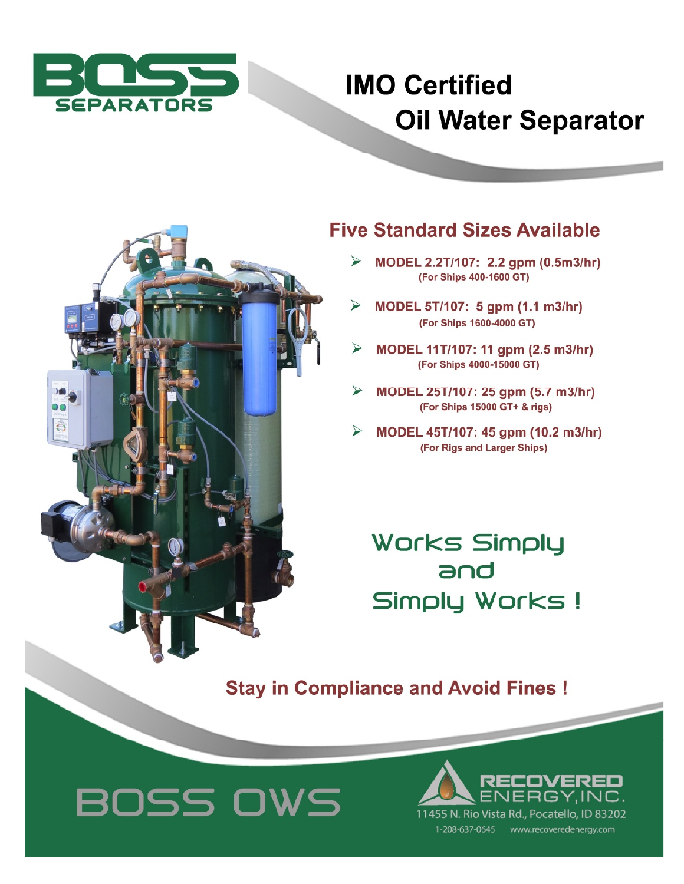# BOSS SEPARATORS

# IMO Certified Oil Water Separator

## Five Standard Sizes Available

- **MODEL 2.2T/107: 2.2 gpm (0.5m3/hr)**
  (For Ships 400-1600 GT)
- **MODEL 5T/107: 5 gpm (1.1 m3/hr)**
  (For Ships 1600-4000 GT)
- **MODEL 11T/107: 11 gpm (2.5 m3/hr)**
  (For Ships 4000-15000 GT)
- **MODEL 25T/107: 25 gpm (5.7 m3/hr)**
  (For Ships 15000 GT+ & rigs)
- **MODEL 45T/107: 45 gpm (10.2 m3/hr)**
  (For Rigs and Larger Ships)

Works Simply
and
Simply Works !

**Stay in Compliance and Avoid Fines !**

BOSS OWS

RECOVERED ENERGY, INC.
11455 N. Rio Vista Rd., Pocatello, ID 83202
1-208-637-0645 www.recoveredenergy.com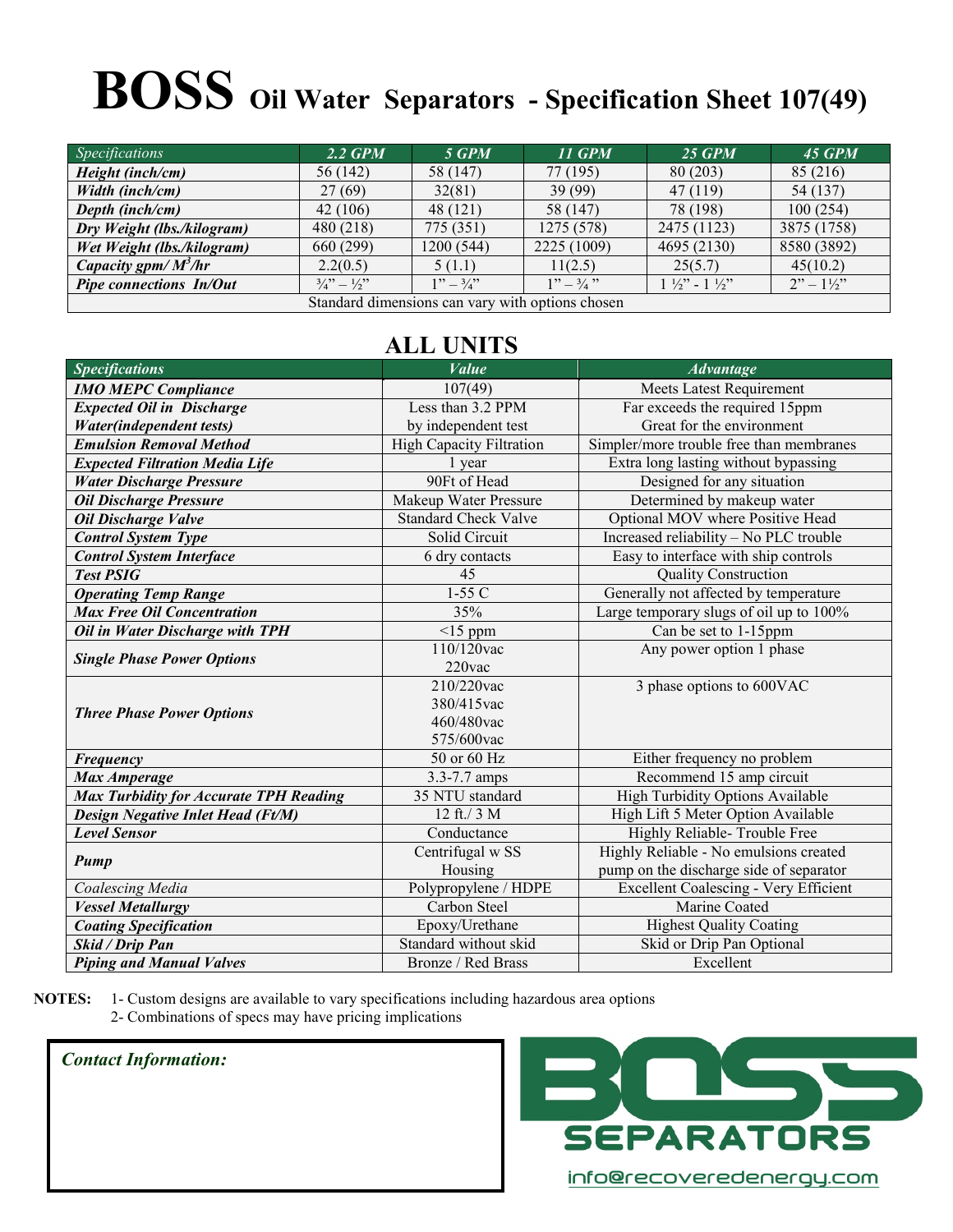# BOSS Oil Water Separators - Specification Sheet 107(49)

| *Specifications* | *2.2 GPM* | *5 GPM* | *11 GPM* | *25 GPM* | *45 GPM* |
|---|---|---|---|---|---|
| ***Height (inch/cm)*** | 56 (142) | 58 (147) | 77 (195) | 80 (203) | 85 (216) |
| ***Width (inch/cm)*** | 27 (69) | 32(81) | 39 (99) | 47 (119) | 54 (137) |
| ***Depth (inch/cm)*** | 42 (106) | 48 (121) | 58 (147) | 78 (198) | 100 (254) |
| ***Dry Weight (lbs./kilogram)*** | 480 (218) | 775 (351) | 1275 (578) | 2475 (1123) | 3875 (1758) |
| ***Wet Weight (lbs./kilogram)*** | 660 (299) | 1200 (544) | 2225 (1009) | 4695 (2130) | 8580 (3892) |
| ***Capacity gpm/ $M^3$/hr*** | 2.2(0.5) | 5 (1.1) | 11(2.5) | 25(5.7) | 45(10.2) |
| ***Pipe connections In/Out*** | ¾" – ½" | 1" – ¾" | 1" – ¾ " | 1 ½" - 1 ½" | 2" – 1½" |
| Standard dimensions can vary with options chosen | | | | | |

## ALL UNITS

| *Specifications* | *Value* | *Advantage* |
|---|---|---|
| ***IMO MEPC Compliance*** | 107(49) | Meets Latest Requirement |
| ***Expected Oil in Discharge Water(independent tests)*** | Less than 3.2 PPM by independent test | Far exceeds the required 15ppm Great for the environment |
| ***Emulsion Removal Method*** | High Capacity Filtration | Simpler/more trouble free than membranes |
| ***Expected Filtration Media Life*** | 1 year | Extra long lasting without bypassing |
| ***Water Discharge Pressure*** | 90Ft of Head | Designed for any situation |
| ***Oil Discharge Pressure*** | Makeup Water Pressure | Determined by makeup water |
| ***Oil Discharge Valve*** | Standard Check Valve | Optional MOV where Positive Head |
| ***Control System Type*** | Solid Circuit | Increased reliability – No PLC trouble |
| ***Control System Interface*** | 6 dry contacts | Easy to interface with ship controls |
| ***Test PSIG*** | 45 | Quality Construction |
| ***Operating Temp Range*** | 1-55 C | Generally not affected by temperature |
| ***Max Free Oil Concentration*** | 35% | Large temporary slugs of oil up to 100% |
| ***Oil in Water Discharge with TPH*** | <15 ppm | Can be set to 1-15ppm |
| ***Single Phase Power Options*** | 110/120vac 220vac | Any power option 1 phase |
| ***Three Phase Power Options*** | 210/220vac 380/415vac 460/480vac 575/600vac | 3 phase options to 600VAC |
| ***Frequency*** | 50 or 60 Hz | Either frequency no problem |
| ***Max Amperage*** | 3.3-7.7 amps | Recommend 15 amp circuit |
| ***Max Turbidity for Accurate TPH Reading*** | 35 NTU standard | High Turbidity Options Available |
| ***Design Negative Inlet Head (Ft/M)*** | 12 ft./ 3 M | High Lift 5 Meter Option Available |
| ***Level Sensor*** | Conductance | Highly Reliable- Trouble Free |
| ***Pump*** | Centrifugal w SS Housing | Highly Reliable - No emulsions created pump on the discharge side of separator |
| *Coalescing Media* | Polypropylene / HDPE | Excellent Coalescing - Very Efficient |
| ***Vessel Metallurgy*** | Carbon Steel | Marine Coated |
| ***Coating Specification*** | Epoxy/Urethane | Highest Quality Coating |
| ***Skid / Drip Pan*** | Standard without skid | Skid or Drip Pan Optional |
| ***Piping and Manual Valves*** | Bronze / Red Brass | Excellent |

**NOTES:** 1- Custom designs are available to vary specifications including hazardous area options
2- Combinations of specs may have pricing implications

***Contact Information:***

BOSS SEPARATORS

info@recoveredenergy.com